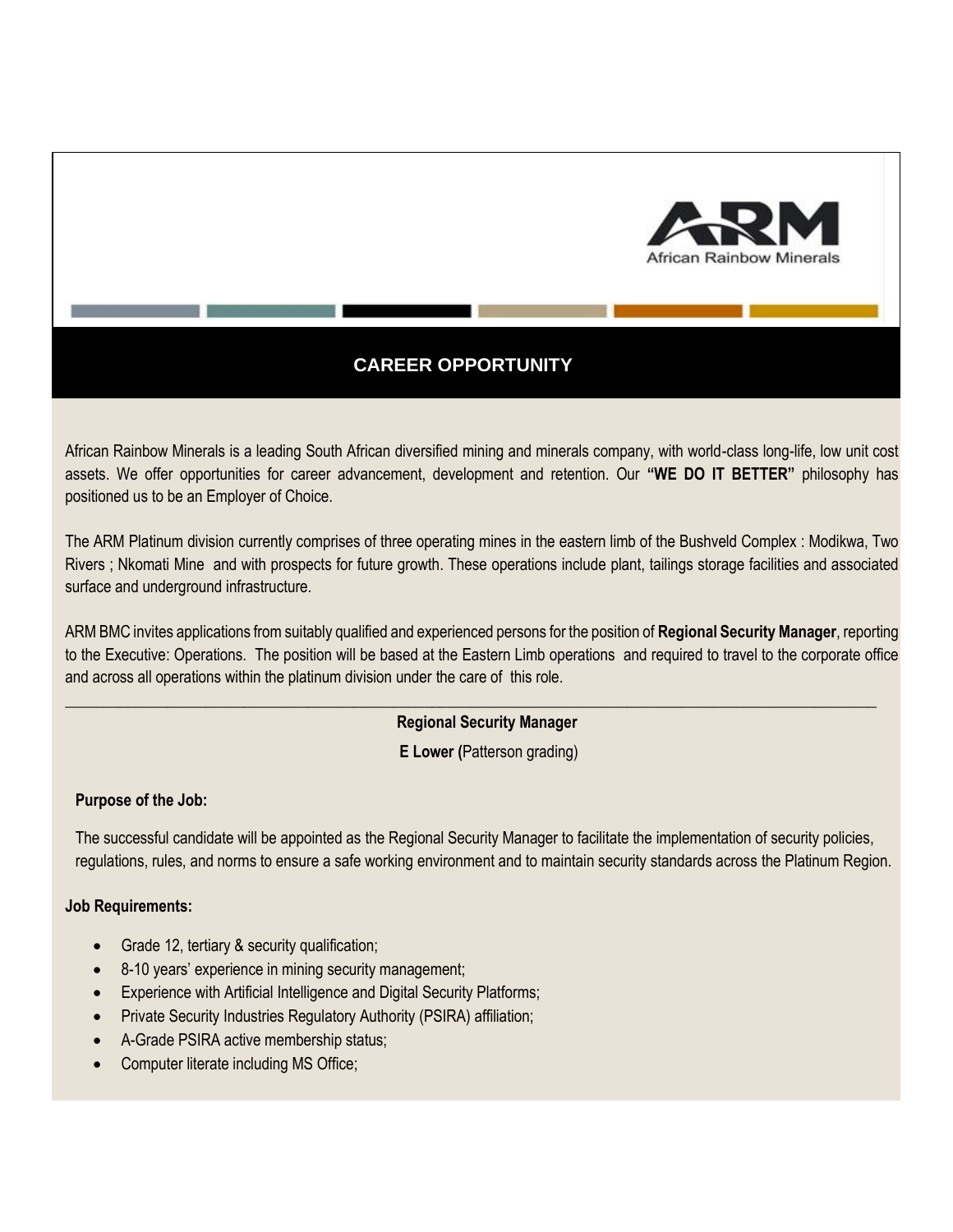African Rainbow Minerals

## CAREER OPPORTUNITY

African Rainbow Minerals is a leading South African diversified mining and minerals company, with world-class long-life, low unit cost assets. We offer opportunities for career advancement, development and retention. Our **"WE DO IT BETTER"** philosophy has positioned us to be an Employer of Choice.

The ARM Platinum division currently comprises of three operating mines in the eastern limb of the Bushveld Complex : Modikwa, Two Rivers ; Nkomati Mine and with prospects for future growth. These operations include plant, tailings storage facilities and associated surface and underground infrastructure.

ARM BMC invites applications from suitably qualified and experienced persons for the position of **Regional Security Manager**, reporting to the Executive: Operations. The position will be based at the Eastern Limb operations and required to travel to the corporate office and across all operations within the platinum division under the care of this role.

---

**Regional Security Manager**

**E Lower (**Patterson grading)

**Purpose of the Job:**

The successful candidate will be appointed as the Regional Security Manager to facilitate the implementation of security policies, regulations, rules, and norms to ensure a safe working environment and to maintain security standards across the Platinum Region.

**Job Requirements:**

- Grade 12, tertiary & security qualification;
- 8-10 years' experience in mining security management;
- Experience with Artificial Intelligence and Digital Security Platforms;
- Private Security Industries Regulatory Authority (PSIRA) affiliation;
- A-Grade PSIRA active membership status;
- Computer literate including MS Office;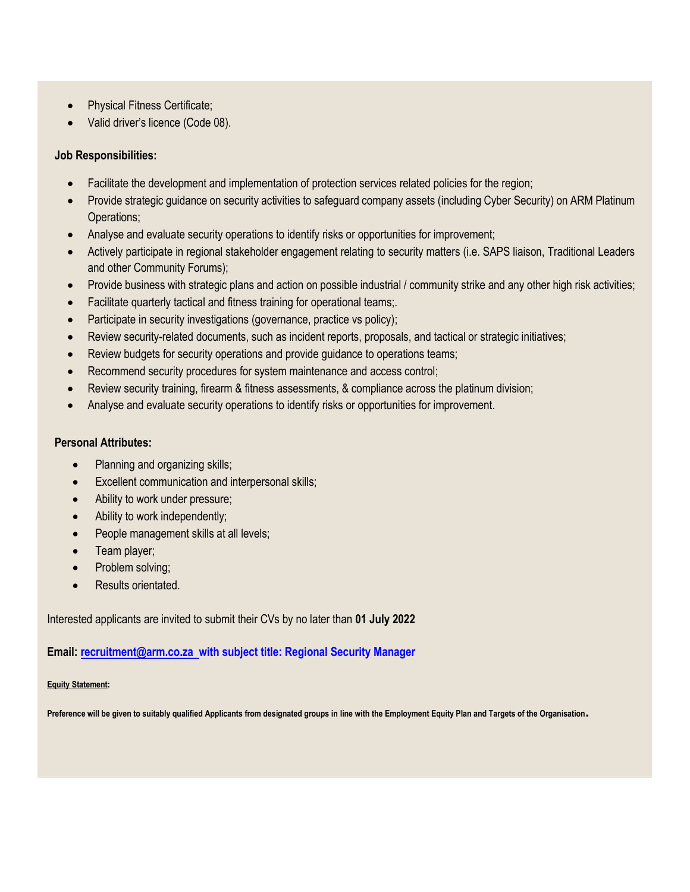- Physical Fitness Certificate;
- Valid driver's licence (Code 08).

**Job Responsibilities:**

- Facilitate the development and implementation of protection services related policies for the region;
- Provide strategic guidance on security activities to safeguard company assets (including Cyber Security) on ARM Platinum Operations;
- Analyse and evaluate security operations to identify risks or opportunities for improvement;
- Actively participate in regional stakeholder engagement relating to security matters (i.e. SAPS liaison, Traditional Leaders and other Community Forums);
- Provide business with strategic plans and action on possible industrial / community strike and any other high risk activities;
- Facilitate quarterly tactical and fitness training for operational teams;.
- Participate in security investigations (governance, practice vs policy);
- Review security-related documents, such as incident reports, proposals, and tactical or strategic initiatives;
- Review budgets for security operations and provide guidance to operations teams;
- Recommend security procedures for system maintenance and access control;
- Review security training, firearm & fitness assessments, & compliance across the platinum division;
- Analyse and evaluate security operations to identify risks or opportunities for improvement.

**Personal Attributes:**

- Planning and organizing skills;
- Excellent communication and interpersonal skills;
- Ability to work under pressure;
- Ability to work independently;
- People management skills at all levels;
- Team player;
- Problem solving;
- Results orientated.

Interested applicants are invited to submit their CVs by no later than **01 July 2022**

**Email: recruitment@arm.co.za with subject title: Regional Security Manager**

**Equity Statement:**

**Preference will be given to suitably qualified Applicants from designated groups in line with the Employment Equity Plan and Targets of the Organisation.**